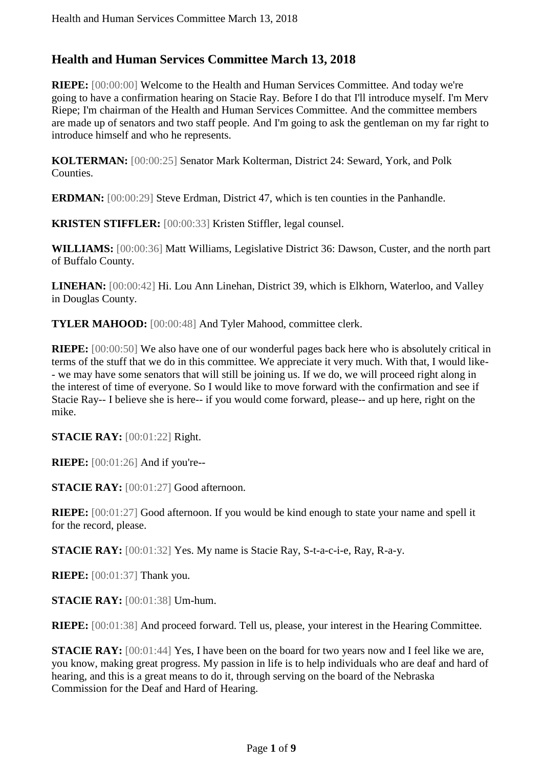## Health and Human Services Committee March 13, 2018

**RIEPE:** [00:00:00] Welcome to the Health and Human Services Committee. And today we're going to have a confirmation hearing on Stacie Ray. Before I do that I'll introduce myself. I'm Merv Riepe; I'm chairman of the Health and Human Services Committee. And the committee members are made up of senators and two staff people. And I'm going to ask the gentleman on my far right to introduce himself and who he represents.

**KOLTERMAN:** [00:00:25] Senator Mark Kolterman, District 24: Seward, York, and Polk Counties.

**ERDMAN:** [00:00:29] Steve Erdman, District 47, which is ten counties in the Panhandle.

**KRISTEN STIFFLER:** [00:00:33] Kristen Stiffler, legal counsel.

**WILLIAMS:** [00:00:36] Matt Williams, Legislative District 36: Dawson, Custer, and the north part of Buffalo County.

**LINEHAN:** [00:00:42] Hi. Lou Ann Linehan, District 39, which is Elkhorn, Waterloo, and Valley in Douglas County.

**TYLER MAHOOD:** [00:00:48] And Tyler Mahood, committee clerk.

**RIEPE:** [00:00:50] We also have one of our wonderful pages back here who is absolutely critical in terms of the stuff that we do in this committee. We appreciate it very much. With that, I would like-- we may have some senators that will still be joining us. If we do, we will proceed right along in the interest of time of everyone. So I would like to move forward with the confirmation and see if Stacie Ray-- I believe she is here-- if you would come forward, please-- and up here, right on the mike.

**STACIE RAY:** [00:01:22] Right.

**RIEPE:** [00:01:26] And if you're--

**STACIE RAY:** [00:01:27] Good afternoon.

**RIEPE:** [00:01:27] Good afternoon. If you would be kind enough to state your name and spell it for the record, please.

**STACIE RAY:** [00:01:32] Yes. My name is Stacie Ray, S-t-a-c-i-e, Ray, R-a-y.

**RIEPE:** [00:01:37] Thank you.

**STACIE RAY:** [00:01:38] Um-hum.

**RIEPE:** [00:01:38] And proceed forward. Tell us, please, your interest in the Hearing Committee.

**STACIE RAY:** [00:01:44] Yes, I have been on the board for two years now and I feel like we are, you know, making great progress. My passion in life is to help individuals who are deaf and hard of hearing, and this is a great means to do it, through serving on the board of the Nebraska Commission for the Deaf and Hard of Hearing.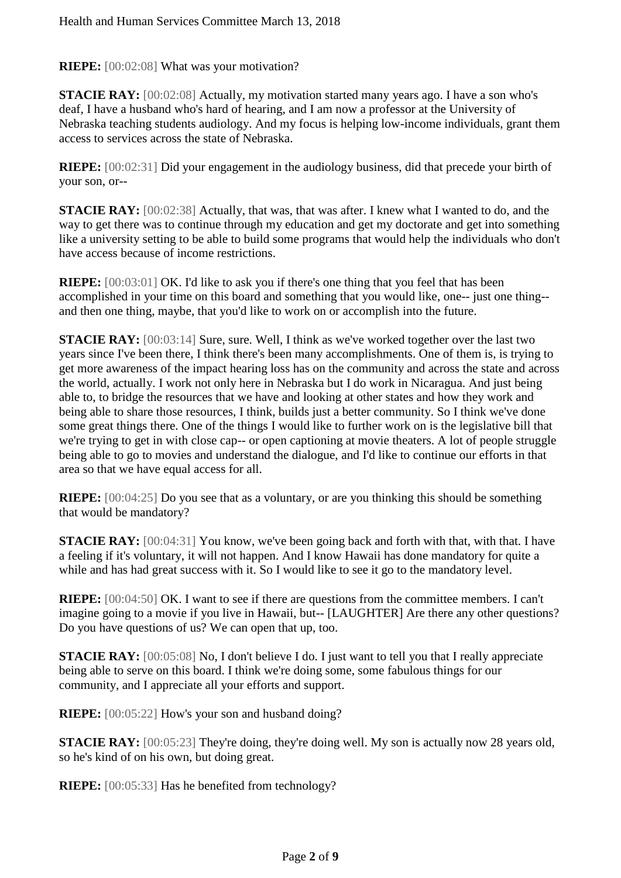**RIEPE:** [00:02:08] What was your motivation?

**STACIE RAY:** [00:02:08] Actually, my motivation started many years ago. I have a son who's deaf, I have a husband who's hard of hearing, and I am now a professor at the University of Nebraska teaching students audiology. And my focus is helping low-income individuals, grant them access to services across the state of Nebraska.

**RIEPE:** [00:02:31] Did your engagement in the audiology business, did that precede your birth of your son, or--

**STACIE RAY:** [00:02:38] Actually, that was, that was after. I knew what I wanted to do, and the way to get there was to continue through my education and get my doctorate and get into something like a university setting to be able to build some programs that would help the individuals who don't have access because of income restrictions.

**RIEPE:** [00:03:01] OK. I'd like to ask you if there's one thing that you feel that has been accomplished in your time on this board and something that you would like, one-- just one thing-- and then one thing, maybe, that you'd like to work on or accomplish into the future.

**STACIE RAY:** [00:03:14] Sure, sure. Well, I think as we've worked together over the last two years since I've been there, I think there's been many accomplishments. One of them is, is trying to get more awareness of the impact hearing loss has on the community and across the state and across the world, actually. I work not only here in Nebraska but I do work in Nicaragua. And just being able to, to bridge the resources that we have and looking at other states and how they work and being able to share those resources, I think, builds just a better community. So I think we've done some great things there. One of the things I would like to further work on is the legislative bill that we're trying to get in with close cap-- or open captioning at movie theaters. A lot of people struggle being able to go to movies and understand the dialogue, and I'd like to continue our efforts in that area so that we have equal access for all.

**RIEPE:** [00:04:25] Do you see that as a voluntary, or are you thinking this should be something that would be mandatory?

**STACIE RAY:** [00:04:31] You know, we've been going back and forth with that, with that. I have a feeling if it's voluntary, it will not happen. And I know Hawaii has done mandatory for quite a while and has had great success with it. So I would like to see it go to the mandatory level.

**RIEPE:** [00:04:50] OK. I want to see if there are questions from the committee members. I can't imagine going to a movie if you live in Hawaii, but-- [LAUGHTER] Are there any other questions? Do you have questions of us? We can open that up, too.

**STACIE RAY:** [00:05:08] No, I don't believe I do. I just want to tell you that I really appreciate being able to serve on this board. I think we're doing some, some fabulous things for our community, and I appreciate all your efforts and support.

**RIEPE:** [00:05:22] How's your son and husband doing?

**STACIE RAY:** [00:05:23] They're doing, they're doing well. My son is actually now 28 years old, so he's kind of on his own, but doing great.

**RIEPE:** [00:05:33] Has he benefited from technology?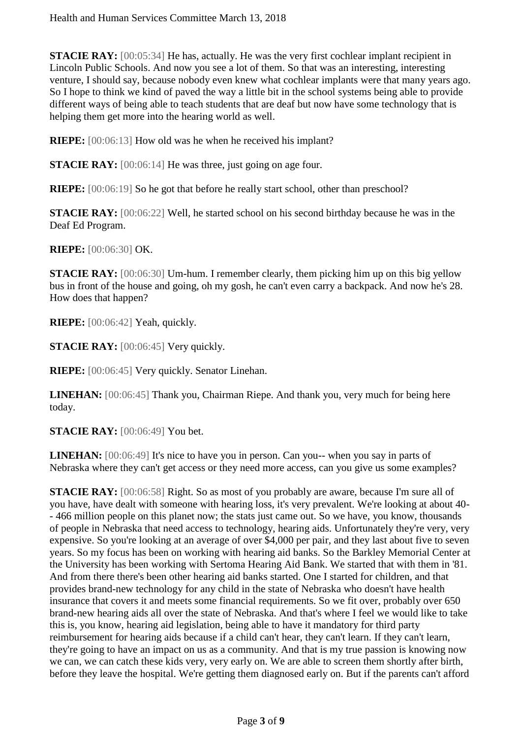**STACIE RAY:** [00:05:34] He has, actually. He was the very first cochlear implant recipient in Lincoln Public Schools. And now you see a lot of them. So that was an interesting, interesting venture, I should say, because nobody even knew what cochlear implants were that many years ago. So I hope to think we kind of paved the way a little bit in the school systems being able to provide different ways of being able to teach students that are deaf but now have some technology that is helping them get more into the hearing world as well.

**RIEPE:** [00:06:13] How old was he when he received his implant?

**STACIE RAY:** [00:06:14] He was three, just going on age four.

**RIEPE:** [00:06:19] So he got that before he really start school, other than preschool?

**STACIE RAY:** [00:06:22] Well, he started school on his second birthday because he was in the Deaf Ed Program.

**RIEPE:** [00:06:30] OK.

**STACIE RAY:** [00:06:30] Um-hum. I remember clearly, them picking him up on this big yellow bus in front of the house and going, oh my gosh, he can't even carry a backpack. And now he's 28. How does that happen?

**RIEPE:** [00:06:42] Yeah, quickly.

**STACIE RAY:** [00:06:45] Very quickly.

**RIEPE:** [00:06:45] Very quickly. Senator Linehan.

**LINEHAN:** [00:06:45] Thank you, Chairman Riepe. And thank you, very much for being here today.

**STACIE RAY:** [00:06:49] You bet.

**LINEHAN:** [00:06:49] It's nice to have you in person. Can you-- when you say in parts of Nebraska where they can't get access or they need more access, can you give us some examples?

**STACIE RAY:** [00:06:58] Right. So as most of you probably are aware, because I'm sure all of you have, have dealt with someone with hearing loss, it's very prevalent. We're looking at about 40-- 466 million people on this planet now; the stats just came out. So we have, you know, thousands of people in Nebraska that need access to technology, hearing aids. Unfortunately they're very, very expensive. So you're looking at an average of over $4,000 per pair, and they last about five to seven years. So my focus has been on working with hearing aid banks. So the Barkley Memorial Center at the University has been working with Sertoma Hearing Aid Bank. We started that with them in '81. And from there there's been other hearing aid banks started. One I started for children, and that provides brand-new technology for any child in the state of Nebraska who doesn't have health insurance that covers it and meets some financial requirements. So we fit over, probably over 650 brand-new hearing aids all over the state of Nebraska. And that's where I feel we would like to take this is, you know, hearing aid legislation, being able to have it mandatory for third party reimbursement for hearing aids because if a child can't hear, they can't learn. If they can't learn, they're going to have an impact on us as a community. And that is my true passion is knowing now we can, we can catch these kids very, very early on. We are able to screen them shortly after birth, before they leave the hospital. We're getting them diagnosed early on. But if the parents can't afford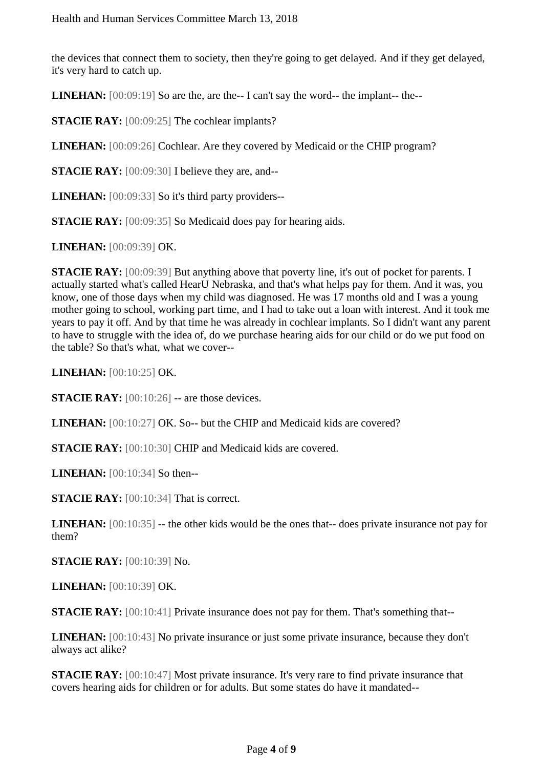the devices that connect them to society, then they're going to get delayed. And if they get delayed, it's very hard to catch up.

**LINEHAN:** [00:09:19] So are the, are the-- I can't say the word-- the implant-- the--

**STACIE RAY:** [00:09:25] The cochlear implants?

**LINEHAN:** [00:09:26] Cochlear. Are they covered by Medicaid or the CHIP program?

**STACIE RAY:** [00:09:30] I believe they are, and--

**LINEHAN:** [00:09:33] So it's third party providers--

**STACIE RAY:** [00:09:35] So Medicaid does pay for hearing aids.

**LINEHAN:** [00:09:39] OK.

**STACIE RAY:** [00:09:39] But anything above that poverty line, it's out of pocket for parents. I actually started what's called HearU Nebraska, and that's what helps pay for them. And it was, you know, one of those days when my child was diagnosed. He was 17 months old and I was a young mother going to school, working part time, and I had to take out a loan with interest. And it took me years to pay it off. And by that time he was already in cochlear implants. So I didn't want any parent to have to struggle with the idea of, do we purchase hearing aids for our child or do we put food on the table? So that's what, what we cover--

**LINEHAN:** [00:10:25] OK.

**STACIE RAY:** [00:10:26] -- are those devices.

**LINEHAN:** [00:10:27] OK. So-- but the CHIP and Medicaid kids are covered?

**STACIE RAY:** [00:10:30] CHIP and Medicaid kids are covered.

**LINEHAN:** [00:10:34] So then--

**STACIE RAY:** [00:10:34] That is correct.

**LINEHAN:** [00:10:35] -- the other kids would be the ones that-- does private insurance not pay for them?

**STACIE RAY:** [00:10:39] No.

**LINEHAN:** [00:10:39] OK.

**STACIE RAY:** [00:10:41] Private insurance does not pay for them. That's something that--

**LINEHAN:** [00:10:43] No private insurance or just some private insurance, because they don't always act alike?

**STACIE RAY:** [00:10:47] Most private insurance. It's very rare to find private insurance that covers hearing aids for children or for adults. But some states do have it mandated--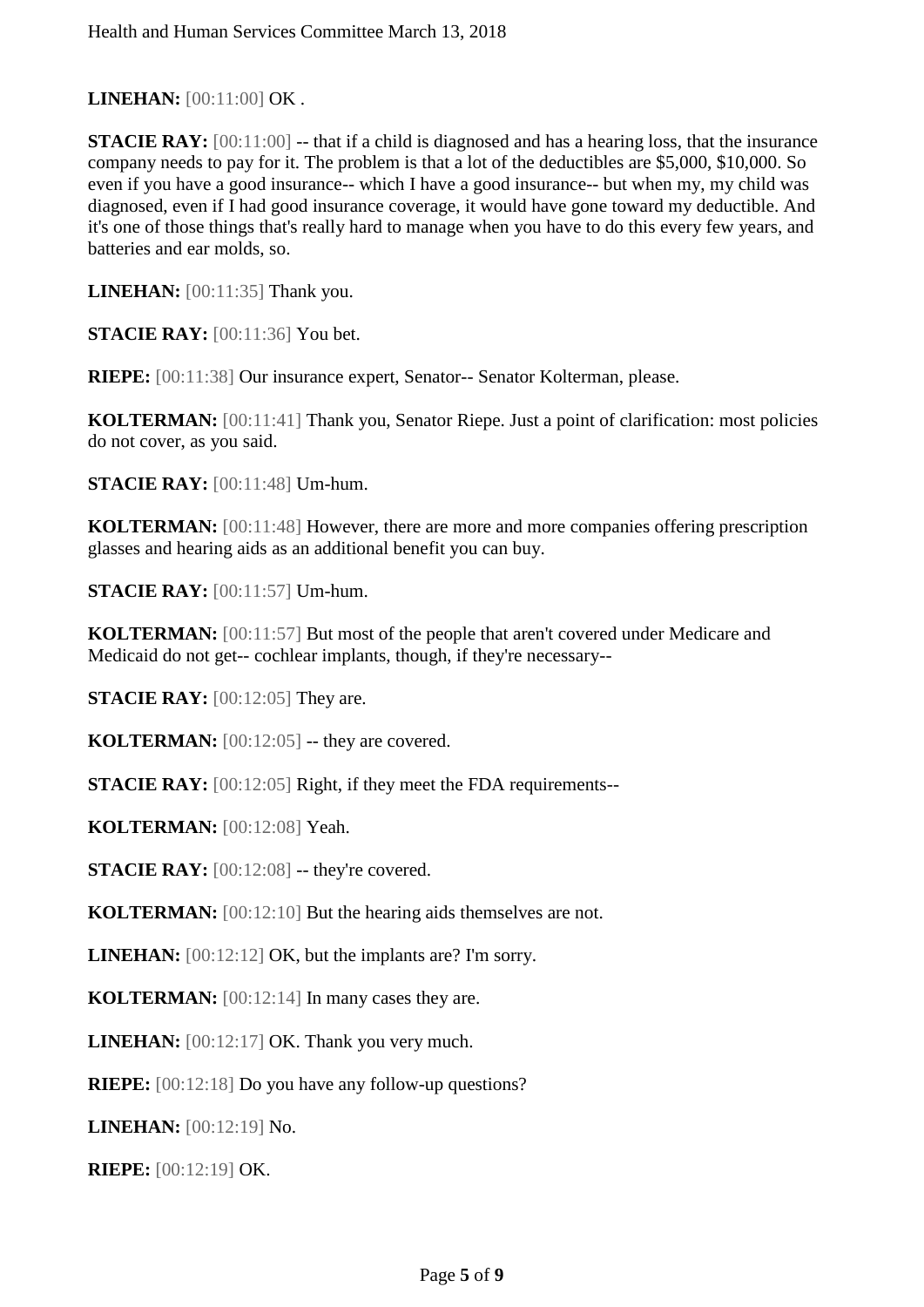**LINEHAN:** [00:11:00] OK .

**STACIE RAY:** [00:11:00] -- that if a child is diagnosed and has a hearing loss, that the insurance company needs to pay for it. The problem is that a lot of the deductibles are $5,000, $10,000. So even if you have a good insurance-- which I have a good insurance-- but when my, my child was diagnosed, even if I had good insurance coverage, it would have gone toward my deductible. And it's one of those things that's really hard to manage when you have to do this every few years, and batteries and ear molds, so.

**LINEHAN:** [00:11:35] Thank you.

**STACIE RAY:** [00:11:36] You bet.

**RIEPE:** [00:11:38] Our insurance expert, Senator-- Senator Kolterman, please.

**KOLTERMAN:** [00:11:41] Thank you, Senator Riepe. Just a point of clarification: most policies do not cover, as you said.

**STACIE RAY:** [00:11:48] Um-hum.

**KOLTERMAN:** [00:11:48] However, there are more and more companies offering prescription glasses and hearing aids as an additional benefit you can buy.

**STACIE RAY:** [00:11:57] Um-hum.

**KOLTERMAN:** [00:11:57] But most of the people that aren't covered under Medicare and Medicaid do not get-- cochlear implants, though, if they're necessary--

**STACIE RAY:** [00:12:05] They are.

**KOLTERMAN:** [00:12:05] -- they are covered.

**STACIE RAY:** [00:12:05] Right, if they meet the FDA requirements--

**KOLTERMAN:** [00:12:08] Yeah.

**STACIE RAY:** [00:12:08] -- they're covered.

**KOLTERMAN:** [00:12:10] But the hearing aids themselves are not.

**LINEHAN:** [00:12:12] OK, but the implants are? I'm sorry.

**KOLTERMAN:** [00:12:14] In many cases they are.

**LINEHAN:** [00:12:17] OK. Thank you very much.

**RIEPE:** [00:12:18] Do you have any follow-up questions?

**LINEHAN:** [00:12:19] No.

**RIEPE:** [00:12:19] OK.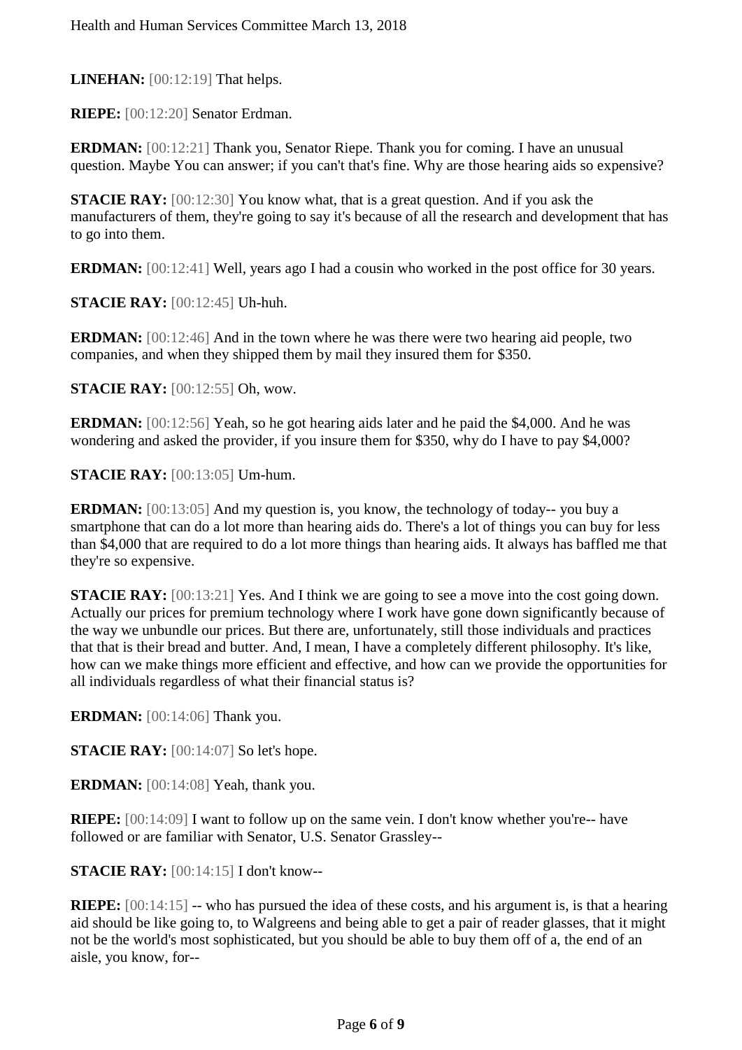**LINEHAN:** [00:12:19] That helps.

**RIEPE:** [00:12:20] Senator Erdman.

**ERDMAN:** [00:12:21] Thank you, Senator Riepe. Thank you for coming. I have an unusual question. Maybe You can answer; if you can't that's fine. Why are those hearing aids so expensive?

**STACIE RAY:** [00:12:30] You know what, that is a great question. And if you ask the manufacturers of them, they're going to say it's because of all the research and development that has to go into them.

**ERDMAN:** [00:12:41] Well, years ago I had a cousin who worked in the post office for 30 years.

**STACIE RAY:** [00:12:45] Uh-huh.

**ERDMAN:** [00:12:46] And in the town where he was there were two hearing aid people, two companies, and when they shipped them by mail they insured them for $350.

**STACIE RAY:** [00:12:55] Oh, wow.

**ERDMAN:** [00:12:56] Yeah, so he got hearing aids later and he paid the $4,000. And he was wondering and asked the provider, if you insure them for $350, why do I have to pay $4,000?

**STACIE RAY:** [00:13:05] Um-hum.

**ERDMAN:** [00:13:05] And my question is, you know, the technology of today-- you buy a smartphone that can do a lot more than hearing aids do. There's a lot of things you can buy for less than $4,000 that are required to do a lot more things than hearing aids. It always has baffled me that they're so expensive.

**STACIE RAY:** [00:13:21] Yes. And I think we are going to see a move into the cost going down. Actually our prices for premium technology where I work have gone down significantly because of the way we unbundle our prices. But there are, unfortunately, still those individuals and practices that that is their bread and butter. And, I mean, I have a completely different philosophy. It's like, how can we make things more efficient and effective, and how can we provide the opportunities for all individuals regardless of what their financial status is?

**ERDMAN:** [00:14:06] Thank you.

**STACIE RAY:** [00:14:07] So let's hope.

**ERDMAN:** [00:14:08] Yeah, thank you.

**RIEPE:** [00:14:09] I want to follow up on the same vein. I don't know whether you're-- have followed or are familiar with Senator, U.S. Senator Grassley--

**STACIE RAY:** [00:14:15] I don't know--

**RIEPE:** [00:14:15] -- who has pursued the idea of these costs, and his argument is, is that a hearing aid should be like going to, to Walgreens and being able to get a pair of reader glasses, that it might not be the world's most sophisticated, but you should be able to buy them off of a, the end of an aisle, you know, for--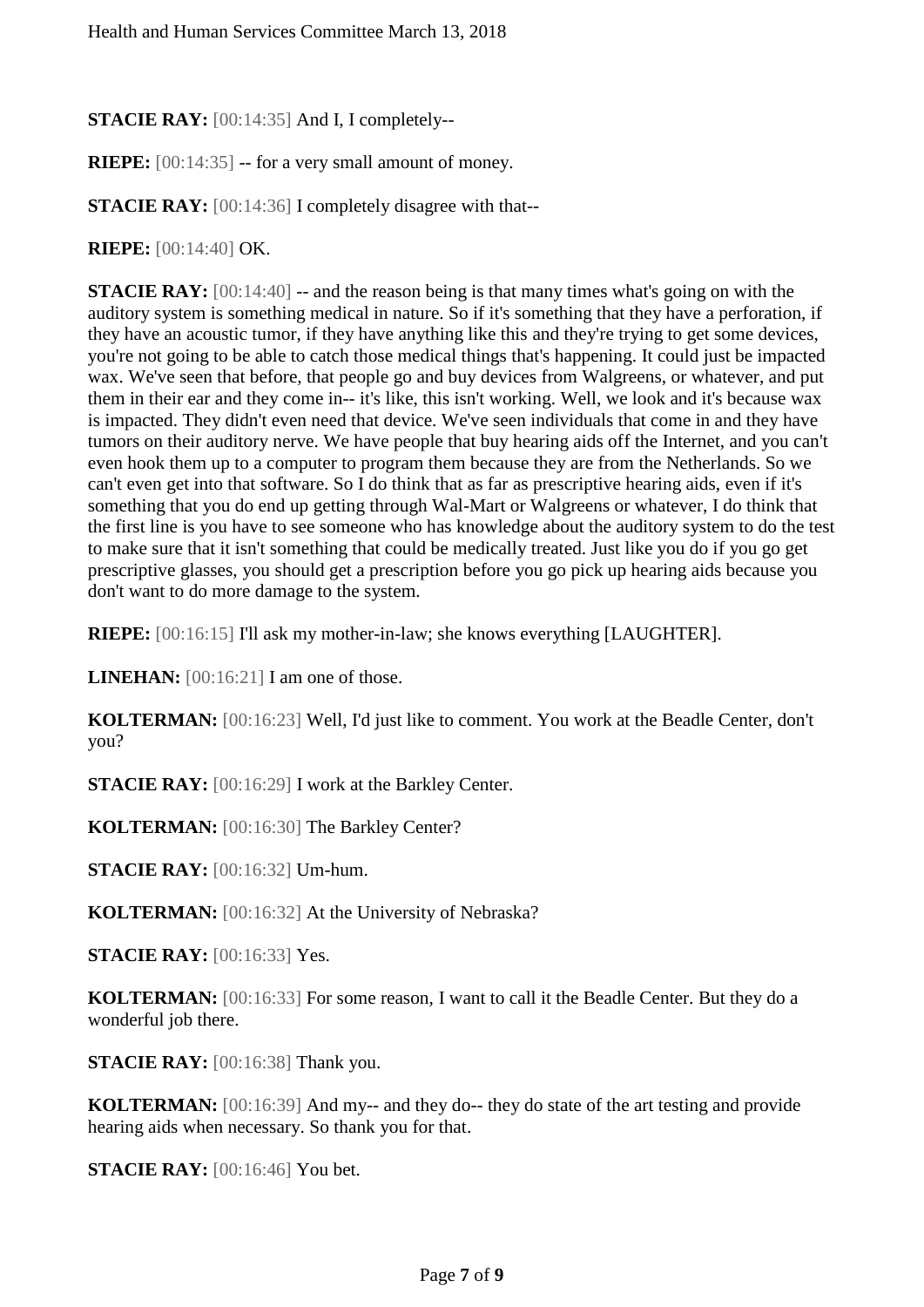**STACIE RAY:** [00:14:35] And I, I completely--

**RIEPE:** [00:14:35] -- for a very small amount of money.

**STACIE RAY:** [00:14:36] I completely disagree with that--

**RIEPE:** [00:14:40] OK.

**STACIE RAY:** [00:14:40] -- and the reason being is that many times what's going on with the auditory system is something medical in nature. So if it's something that they have a perforation, if they have an acoustic tumor, if they have anything like this and they're trying to get some devices, you're not going to be able to catch those medical things that's happening. It could just be impacted wax. We've seen that before, that people go and buy devices from Walgreens, or whatever, and put them in their ear and they come in-- it's like, this isn't working. Well, we look and it's because wax is impacted. They didn't even need that device. We've seen individuals that come in and they have tumors on their auditory nerve. We have people that buy hearing aids off the Internet, and you can't even hook them up to a computer to program them because they are from the Netherlands. So we can't even get into that software. So I do think that as far as prescriptive hearing aids, even if it's something that you do end up getting through Wal-Mart or Walgreens or whatever, I do think that the first line is you have to see someone who has knowledge about the auditory system to do the test to make sure that it isn't something that could be medically treated. Just like you do if you go get prescriptive glasses, you should get a prescription before you go pick up hearing aids because you don't want to do more damage to the system.

**RIEPE:** [00:16:15] I'll ask my mother-in-law; she knows everything [LAUGHTER].

**LINEHAN:** [00:16:21] I am one of those.

**KOLTERMAN:** [00:16:23] Well, I'd just like to comment. You work at the Beadle Center, don't you?

**STACIE RAY:** [00:16:29] I work at the Barkley Center.

**KOLTERMAN:** [00:16:30] The Barkley Center?

**STACIE RAY:** [00:16:32] Um-hum.

**KOLTERMAN:** [00:16:32] At the University of Nebraska?

**STACIE RAY:** [00:16:33] Yes.

**KOLTERMAN:** [00:16:33] For some reason, I want to call it the Beadle Center. But they do a wonderful job there.

**STACIE RAY:** [00:16:38] Thank you.

**KOLTERMAN:** [00:16:39] And my-- and they do-- they do state of the art testing and provide hearing aids when necessary. So thank you for that.

**STACIE RAY:** [00:16:46] You bet.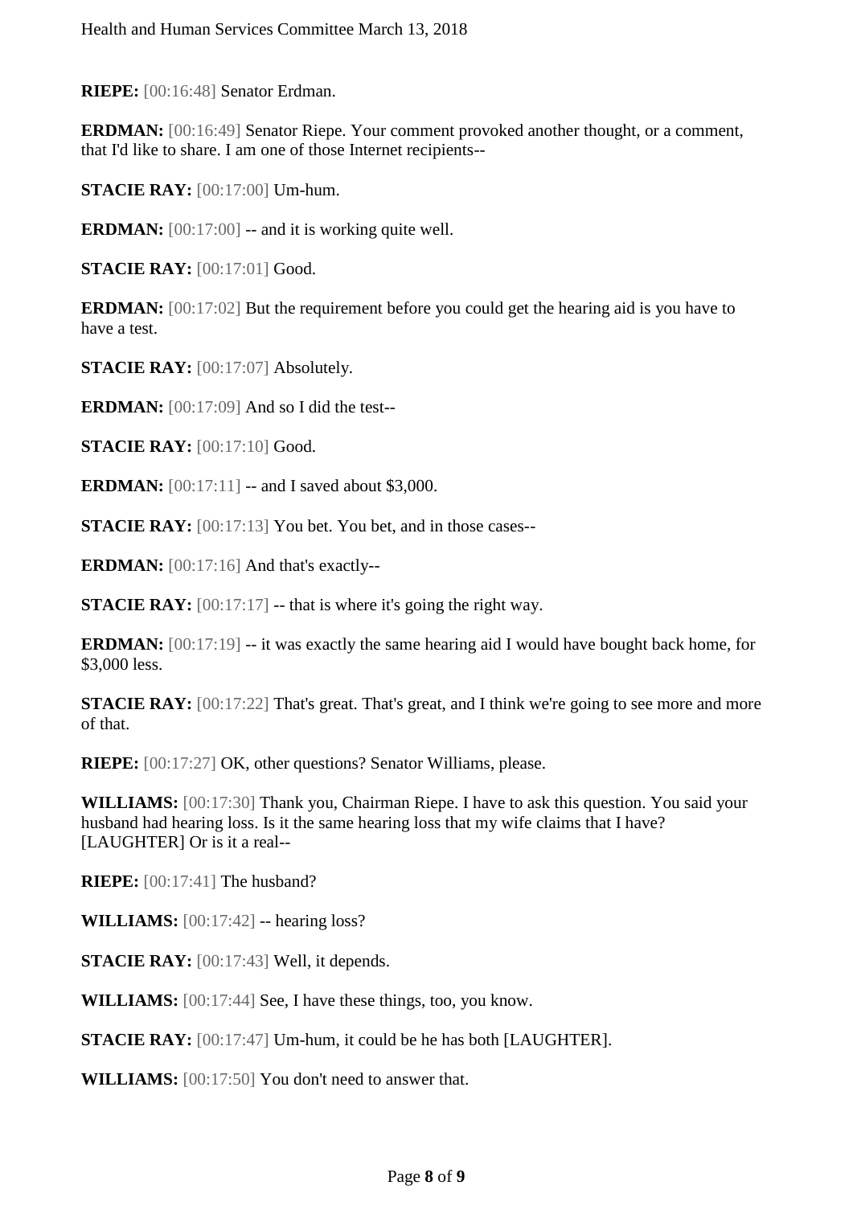**RIEPE:** [00:16:48] Senator Erdman.

**ERDMAN:** [00:16:49] Senator Riepe. Your comment provoked another thought, or a comment, that I'd like to share. I am one of those Internet recipients--

**STACIE RAY:** [00:17:00] Um-hum.

**ERDMAN:** [00:17:00] -- and it is working quite well.

**STACIE RAY:** [00:17:01] Good.

**ERDMAN:** [00:17:02] But the requirement before you could get the hearing aid is you have to have a test.

**STACIE RAY:** [00:17:07] Absolutely.

**ERDMAN:** [00:17:09] And so I did the test--

**STACIE RAY:** [00:17:10] Good.

**ERDMAN:** [00:17:11] -- and I saved about $3,000.

**STACIE RAY:** [00:17:13] You bet. You bet, and in those cases--

**ERDMAN:** [00:17:16] And that's exactly--

**STACIE RAY:** [00:17:17] -- that is where it's going the right way.

**ERDMAN:** [00:17:19] -- it was exactly the same hearing aid I would have bought back home, for $3,000 less.

**STACIE RAY:** [00:17:22] That's great. That's great, and I think we're going to see more and more of that.

**RIEPE:** [00:17:27] OK, other questions? Senator Williams, please.

**WILLIAMS:** [00:17:30] Thank you, Chairman Riepe. I have to ask this question. You said your husband had hearing loss. Is it the same hearing loss that my wife claims that I have? [LAUGHTER] Or is it a real--

**RIEPE:** [00:17:41] The husband?

**WILLIAMS:** [00:17:42] -- hearing loss?

**STACIE RAY:** [00:17:43] Well, it depends.

**WILLIAMS:** [00:17:44] See, I have these things, too, you know.

**STACIE RAY:** [00:17:47] Um-hum, it could be he has both [LAUGHTER].

**WILLIAMS:** [00:17:50] You don't need to answer that.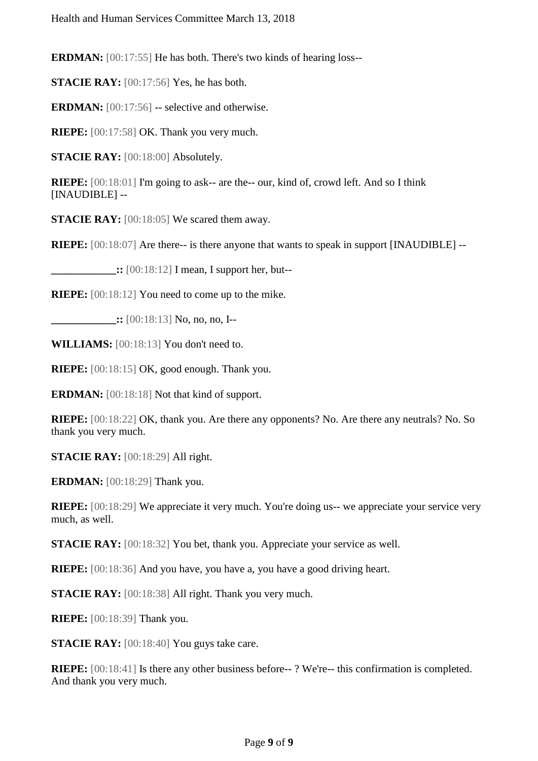**ERDMAN:** [00:17:55] He has both. There's two kinds of hearing loss--

**STACIE RAY:** [00:17:56] Yes, he has both.

**ERDMAN:** [00:17:56] -- selective and otherwise.

**RIEPE:** [00:17:58] OK. Thank you very much.

**STACIE RAY:** [00:18:00] Absolutely.

**RIEPE:** [00:18:01] I'm going to ask-- are the-- our, kind of, crowd left. And so I think [INAUDIBLE] --

**STACIE RAY:** [00:18:05] We scared them away.

**RIEPE:** [00:18:07] Are there-- is there anyone that wants to speak in support [INAUDIBLE] --

**____________::** [00:18:12] I mean, I support her, but--

**RIEPE:** [00:18:12] You need to come up to the mike.

**____________::** [00:18:13] No, no, no, I--

**WILLIAMS:** [00:18:13] You don't need to.

**RIEPE:** [00:18:15] OK, good enough. Thank you.

**ERDMAN:** [00:18:18] Not that kind of support.

**RIEPE:** [00:18:22] OK, thank you. Are there any opponents? No. Are there any neutrals? No. So thank you very much.

**STACIE RAY:** [00:18:29] All right.

**ERDMAN:** [00:18:29] Thank you.

**RIEPE:** [00:18:29] We appreciate it very much. You're doing us-- we appreciate your service very much, as well.

**STACIE RAY:** [00:18:32] You bet, thank you. Appreciate your service as well.

**RIEPE:** [00:18:36] And you have, you have a, you have a good driving heart.

**STACIE RAY:** [00:18:38] All right. Thank you very much.

**RIEPE:** [00:18:39] Thank you.

**STACIE RAY:** [00:18:40] You guys take care.

**RIEPE:** [00:18:41] Is there any other business before-- ? We're-- this confirmation is completed. And thank you very much.